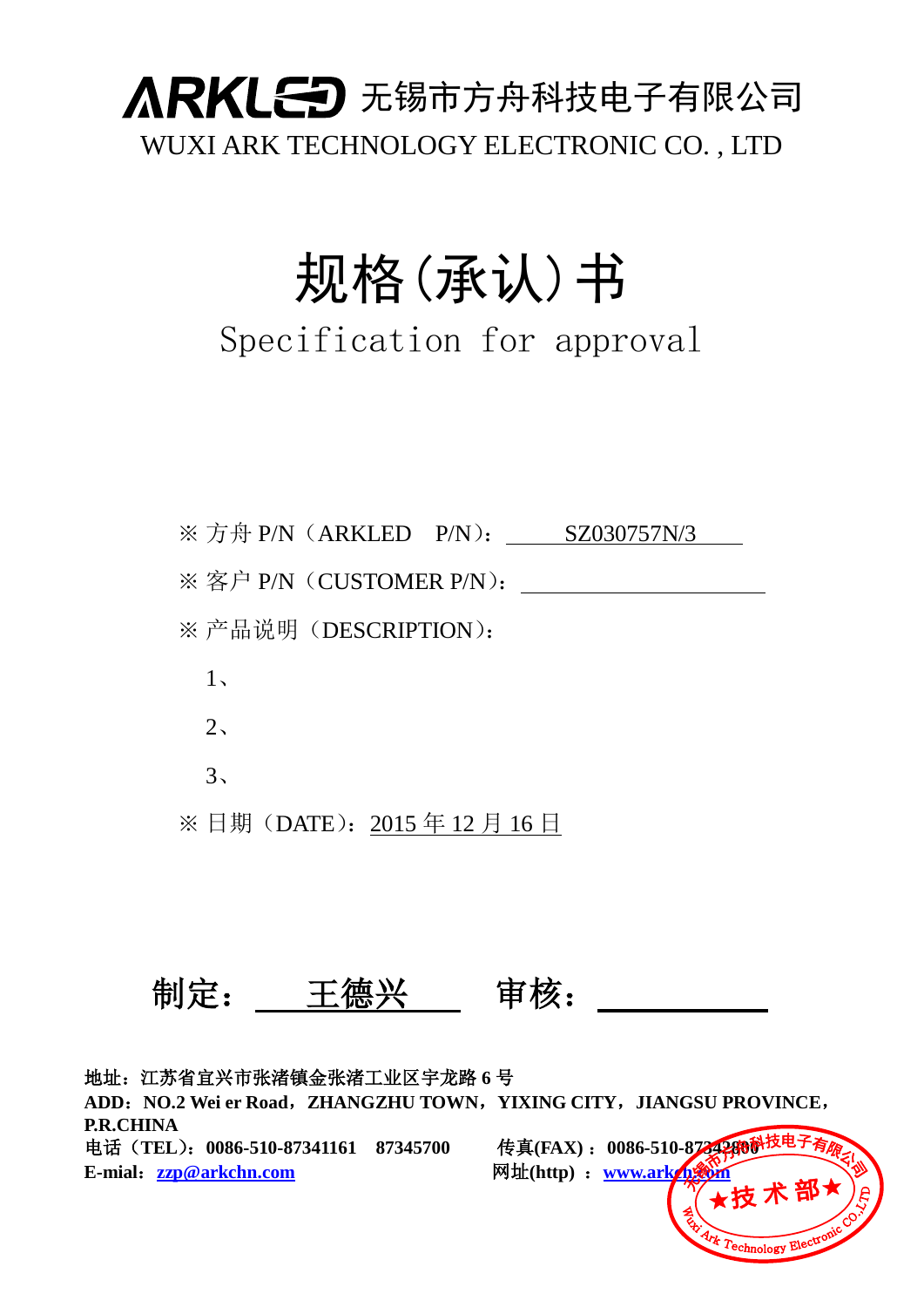ARKLED 无锡市方舟科技电子有限公司

WUXI ARK TECHNOLOGY ELECTRONIC CO. , LTD

# 规格(承认)书

## Specification for approval

※ 方舟 P/N（ARKLED　P/N）：　SZ030757N/3

※ 客户 P/N（CUSTOMER P/N）：

※ 产品说明（DESCRIPTION）：

1、

2、

3、

※ 日期（DATE）：2015 年 12 月 16 日

制定：　王德兴　　审核：

**地址：江苏省宜兴市张渚镇金张渚工业区宇龙路 6 号**

**ADD：NO.2 Wei er Road，ZHANGZHU TOWN，YIXING CITY，JIANGSU PROVINCE，P.R.CHINA**

**电话（TEL）：0086-510-87341161　87345700**　　**传真(FAX)：0086-510-87342800**

**E-mial：zzp@arkchn.com**　　**网址(http)：www.arkchn.com**

无锡市方舟科技电子有限公司 ★技术部★ Wuxi Ark Technology Electronic CO.,LTD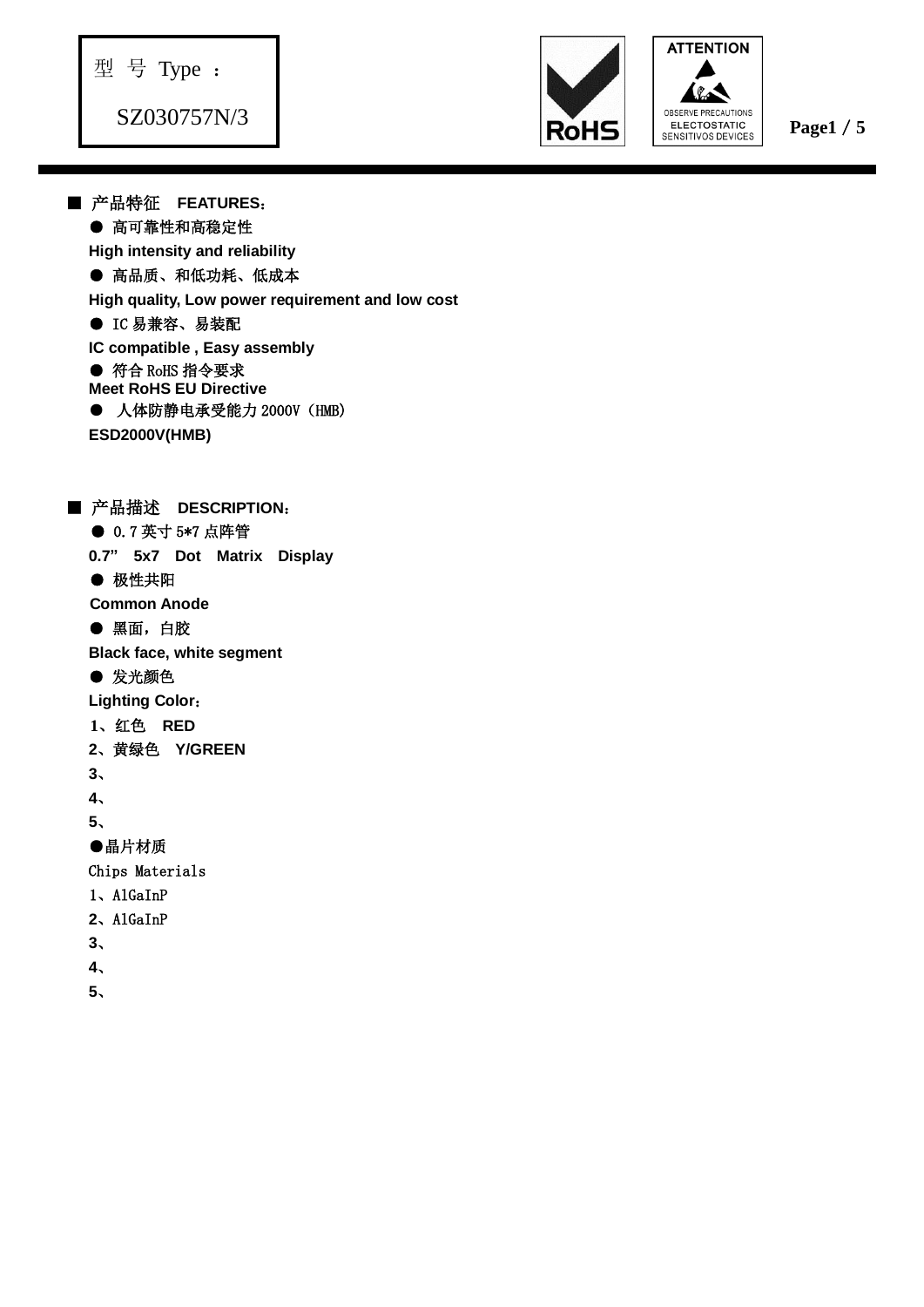型 号 Type ：

SZ030757N/3

ATTENTION

OBSERVE PRECAUTIONS
ELECTOSTATIC
SENSITIVOS DEVICES

■ 产品特征 **FEATURES**：

● 高可靠性和高稳定性

**High intensity and reliability**

● 高品质、和低功耗、低成本

**High quality, Low power requirement and low cost**

● IC 易兼容、易装配

**IC compatible , Easy assembly**

● 符合 RoHS 指令要求

**Meet RoHS EU Directive**

● 人体防静电承受能力 2000V（HMB）

**ESD2000V(HMB)**

■ 产品描述 **DESCRIPTION**：

● 0.7 英寸 5*7 点阵管

**0.7" 5x7 Dot Matrix Display**

● 极性共阳

**Common Anode**

● 黑面，白胶

**Black face, white segment**

● 发光颜色

**Lighting Color**：

**1**、红色 **RED**

**2**、黄绿色 **Y/GREEN**

**3**、

**4**、

**5**、

●晶片材质

Chips Materials

1、AlGaInP

**2**、AlGaInP

**3**、

**4**、

**5**、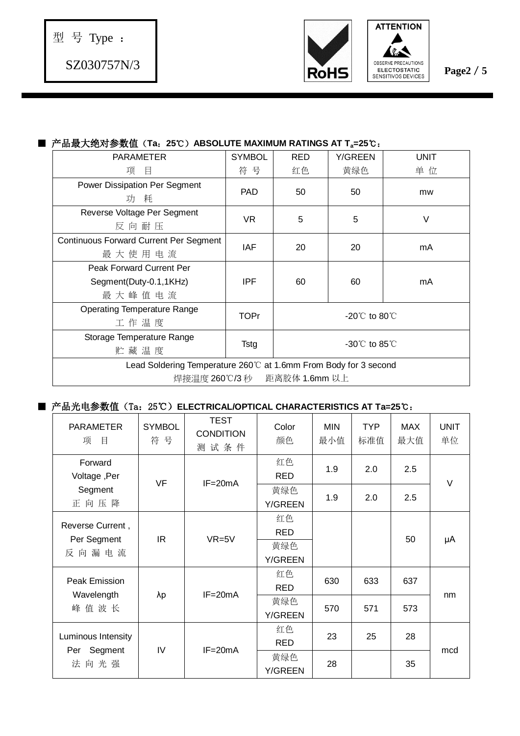型 号 Type ：

SZ030757N/3

■ 产品最大绝对参数值（Ta：25℃）ABSOLUTE MAXIMUM RATINGS AT $T_a$=25℃：

| PARAMETER 项 目 | SYMBOL 符 号 | RED 红色 | Y/GREEN 黄绿色 | UNIT 单 位 |
|---|---|---|---|---|
| Power Dissipation Per Segment 功 耗 | PAD | 50 | 50 | mw |
| Reverse Voltage Per Segment 反 向 耐 压 | VR | 5 | 5 | V |
| Continuous Forward Current Per Segment 最 大 使 用 电 流 | IAF | 20 | 20 | mA |
| Peak Forward Current Per Segment(Duty-0.1,1KHz) 最 大 峰 值 电 流 | IPF | 60 | 60 | mA |
| Operating Temperature Range 工 作 温 度 | TOPr | -20℃ to 80℃ | | |
| Storage Temperature Range 贮 藏 温 度 | Tstg | -30℃ to 85℃ | | |
| Lead Soldering Temperature 260℃ at 1.6mm From Body for 3 second 焊接温度 260℃/3 秒　距离胶体 1.6mm 以上 | | | | |

■ 产品光电参数值（Ta：25℃）ELECTRICAL/OPTICAL CHARACTERISTICS AT Ta=25℃：

| PARAMETER 项 目 | SYMBOL 符 号 | TEST CONDITION 测 试 条 件 | Color 颜色 | MIN 最小值 | TYP 标准值 | MAX 最大值 | UNIT 单位 |
|---|---|---|---|---|---|---|---|
| Forward Voltage ,Per Segment 正 向 压 降 | VF | IF=20mA | 红色 RED | 1.9 | 2.0 | 2.5 | V |
| | | | 黄绿色 Y/GREEN | 1.9 | 2.0 | 2.5 | |
| Reverse Current , Per Segment 反 向 漏 电 流 | IR | VR=5V | 红色 RED | | | 50 | μA |
| | | | 黄绿色 Y/GREEN | | | | |
| Peak Emission Wavelength 峰 值 波 长 | λp | IF=20mA | 红色 RED | 630 | 633 | 637 | nm |
| | | | 黄绿色 Y/GREEN | 570 | 571 | 573 | |
| Luminous Intensity Per Segment 法 向 光 强 | IV | IF=20mA | 红色 RED | 23 | 25 | 28 | mcd |
| | | | 黄绿色 Y/GREEN | 28 | | 35 | |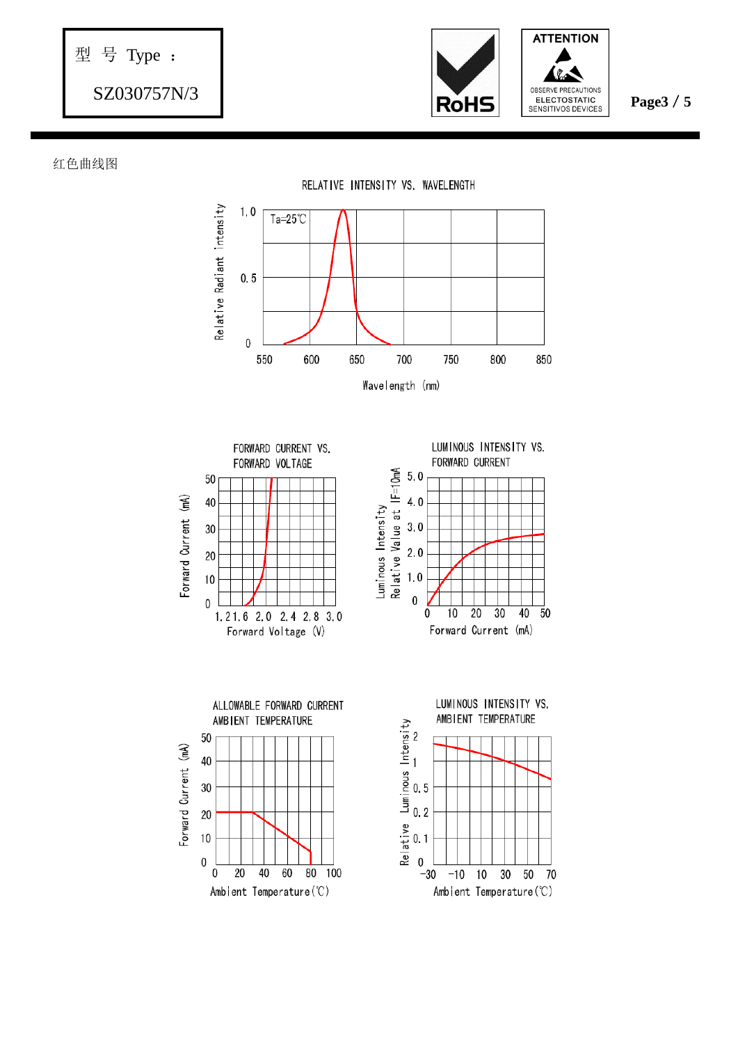型 号 Type ：

SZ030757N/3

红色曲线图

RELATIVE INTENSITY VS. WAVELENGTH

Ta=25℃

Relative Radiant Intensity

1.0

0.5

0

550 600 650 700 750 800 850

Wavelength (nm)

FORWARD CURRENT VS. FORWARD VOLTAGE

Forward Current (mA)

50 40 30 20 10 0

1.2 1.6 2.0 2.4 2.8 3.0

Forward Voltage (V)

LUMINOUS INTENSITY VS. FORWARD CURRENT

Luminous Intensity Relative Value at IF=10mA

5.0 4.0 3.0 2.0 1.0 0

0 10 20 30 40 50

Forward Current (mA)

ALLOWABLE FORWARD CURRENT AMBIENT TEMPERATURE

Forward Current (mA)

50 40 30 20 10 0

0 20 40 60 80 100

Ambient Temperature(℃)

LUMINOUS INTENSITY VS. AMBIENT TEMPERATURE

Relative Luminous Intensity

2 1 0.5 0.2 0.1 0

-30 -10 10 30 50 70

Ambient Temperature(℃)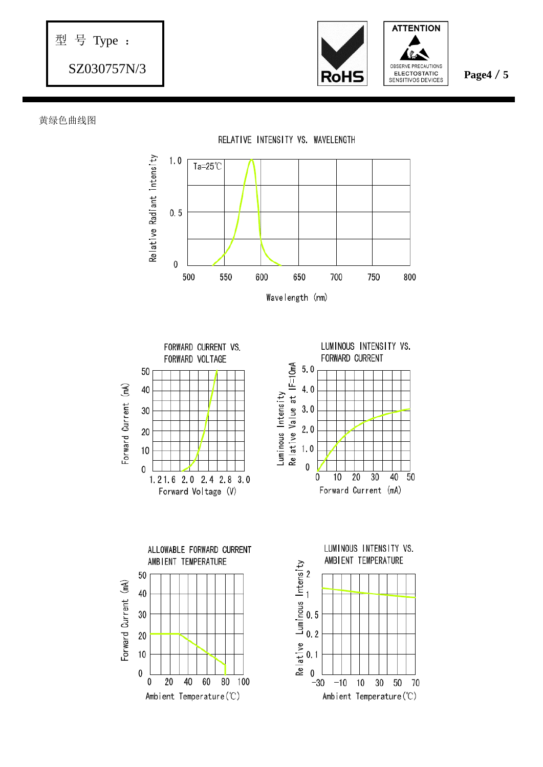黄绿色曲线图

RELATIVE INTENSITY VS. WAVELENGTH

Ta=25℃

Relative Radiant Intensity

1.0

0.5

0

500 550 600 650 700 750 800

Wavelength (nm)

FORWARD CURRENT VS. FORWARD VOLTAGE

Forward Current (mA)

50 40 30 20 10 0

1.2 1.6 2.0 2.4 2.8 3.0

Forward Voltage (V)

LUMINOUS INTENSITY VS. FORWARD CURRENT

Luminous Intensity Relative Value at IF=10mA

5.0 4.0 3.0 2.0 1.0 0

0 10 20 30 40 50

Forward Current (mA)

ALLOWABLE FORWARD CURRENT AMBIENT TEMPERATURE

Forward Current (mA)

50 40 30 20 10 0

0 20 40 60 80 100

Ambient Temperature(℃)

LUMINOUS INTENSITY VS. AMBIENT TEMPERATURE

Relative Luminous Intensity

2 1 0.5 0.2 0.1 0

-30 -10 10 30 50 70

Ambient Temperature(℃)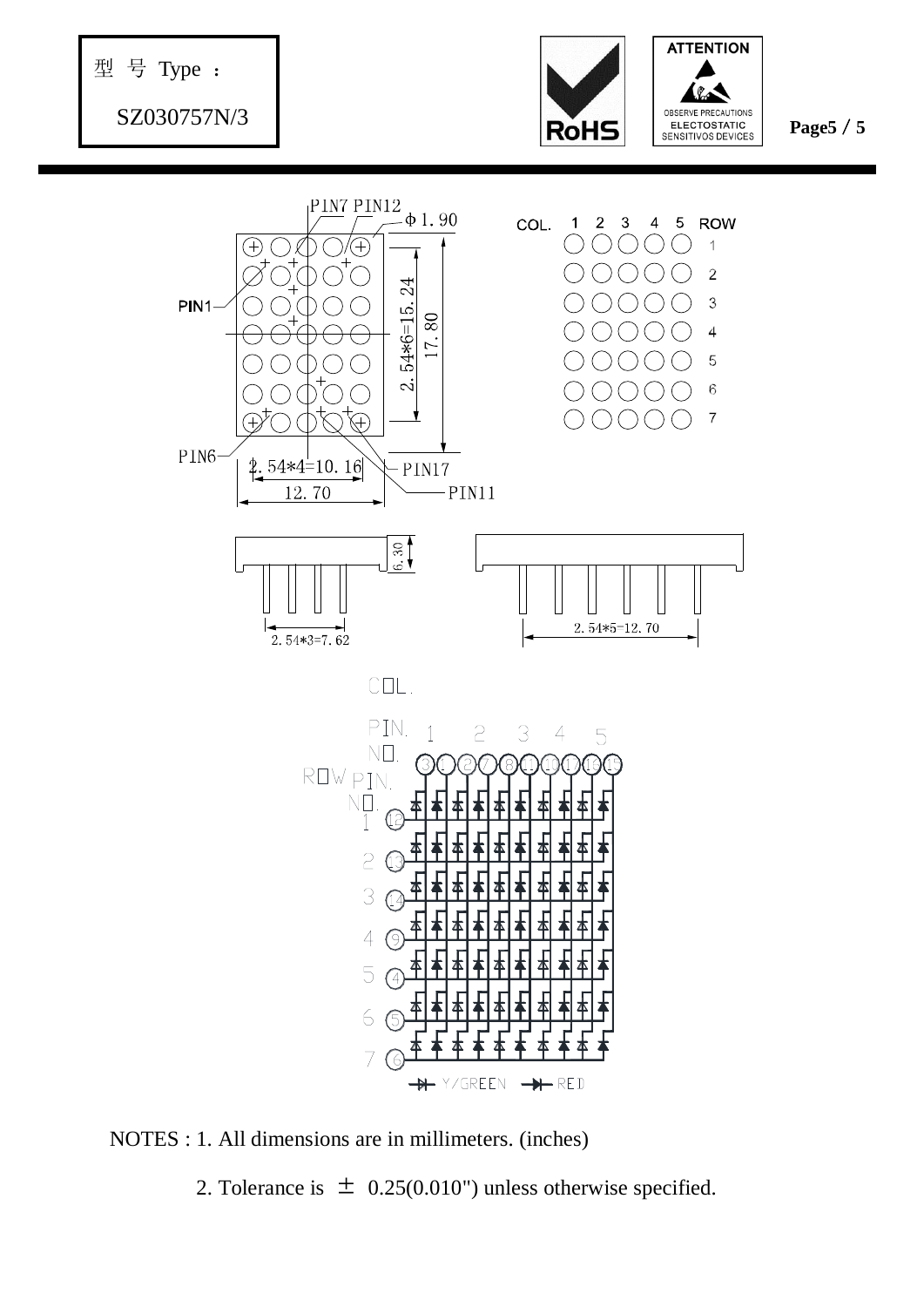型 号 Type ：

SZ030757N/3

ATTENTION

OBSERVE PRECAUTIONS
ELECTOSTATIC
SENSITIVOS DEVICES

PIN7 PIN12

Φ1.90

PIN1

2.54*6=15.24

17.80

PIN6

2.54*4=10.16

12.70

PIN17

PIN11

COL. 1 2 3 4 5 ROW

1
2
3
4
5
6
7

6.30

2.54*3=7.62

2.54*5=12.70

COL.

PIN. NO.

1 2 3 4 5

3 1 2 7 8 11 10 17 16 15

ROW PIN. NO.

1 12
2 13
3 14
4 9
5 4
6 5
7 6

Y/GREEN RED

NOTES : 1. All dimensions are in millimeters. (inches)

2. Tolerance is ± 0.25(0.010") unless otherwise specified.